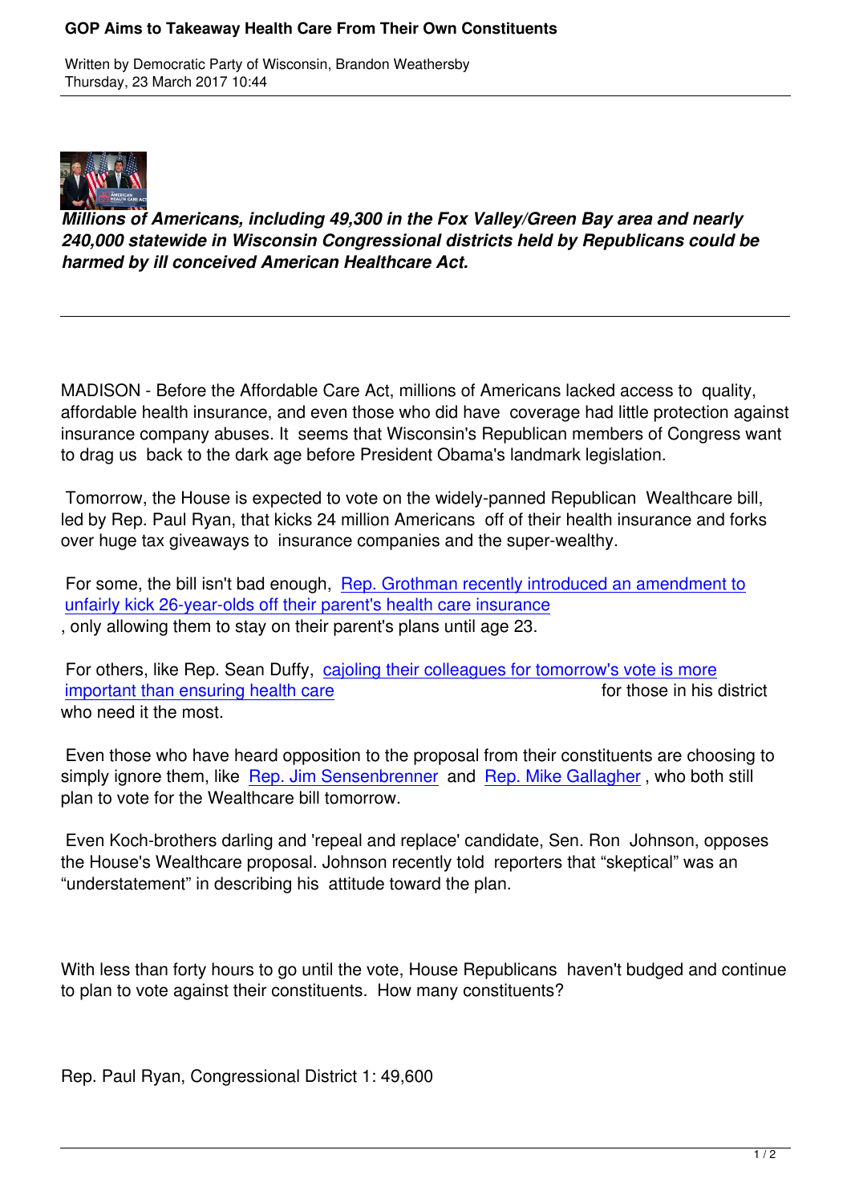# GOP Aims to Takeaway Health Care From Their Own Constituents

Written by Democratic Party of Wisconsin, Brandon Weathersby
Thursday, 23 March 2017 10:44

***Millions of Americans, including 49,300 in the Fox Valley/Green Bay area and nearly 240,000 statewide in Wisconsin Congressional districts held by Republicans could be harmed by ill conceived American Healthcare Act.***

---

MADISON - Before the Affordable Care Act, millions of Americans lacked access to quality, affordable health insurance, and even those who did have coverage had little protection against insurance company abuses. It seems that Wisconsin's Republican members of Congress want to drag us back to the dark age before President Obama's landmark legislation.

Tomorrow, the House is expected to vote on the widely-panned Republican Wealthcare bill, led by Rep. Paul Ryan, that kicks 24 million Americans off of their health insurance and forks over huge tax giveaways to insurance companies and the super-wealthy.

For some, the bill isn't bad enough, Rep. Grothman recently introduced an amendment to unfairly kick 26-year-olds off their parent's health care insurance, only allowing them to stay on their parent's plans until age 23.

For others, like Rep. Sean Duffy, cajoling their colleagues for tomorrow's vote is more important than ensuring health care for those in his district who need it the most.

Even those who have heard opposition to the proposal from their constituents are choosing to simply ignore them, like Rep. Jim Sensenbrenner and Rep. Mike Gallagher, who both still plan to vote for the Wealthcare bill tomorrow.

Even Koch-brothers darling and 'repeal and replace' candidate, Sen. Ron Johnson, opposes the House's Wealthcare proposal. Johnson recently told reporters that “skeptical” was an “understatement” in describing his attitude toward the plan.

With less than forty hours to go until the vote, House Republicans haven't budged and continue to plan to vote against their constituents. How many constituents?

Rep. Paul Ryan, Congressional District 1: 49,600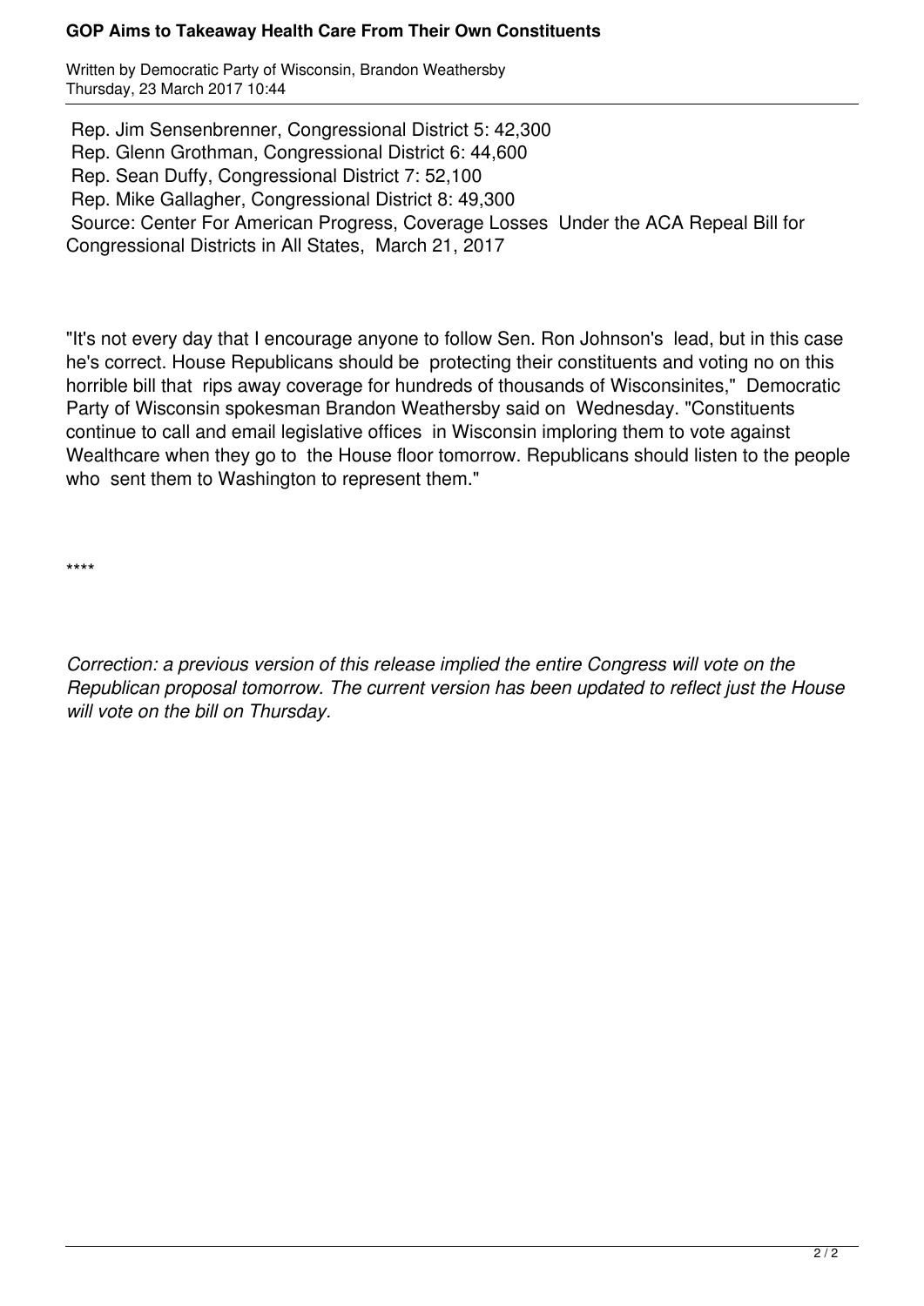Rep. Jim Sensenbrenner, Congressional District 5: 42,300
Rep. Glenn Grothman, Congressional District 6: 44,600
Rep. Sean Duffy, Congressional District 7: 52,100
Rep. Mike Gallagher, Congressional District 8: 49,300
Source: Center For American Progress, Coverage Losses Under the ACA Repeal Bill for Congressional Districts in All States, March 21, 2017

"It's not every day that I encourage anyone to follow Sen. Ron Johnson's lead, but in this case he's correct. House Republicans should be protecting their constituents and voting no on this horrible bill that rips away coverage for hundreds of thousands of Wisconsinites," Democratic Party of Wisconsin spokesman Brandon Weathersby said on Wednesday. "Constituents continue to call and email legislative offices in Wisconsin imploring them to vote against Wealthcare when they go to the House floor tomorrow. Republicans should listen to the people who sent them to Washington to represent them."

****

*Correction: a previous version of this release implied the entire Congress will vote on the Republican proposal tomorrow. The current version has been updated to reflect just the House will vote on the bill on Thursday.*